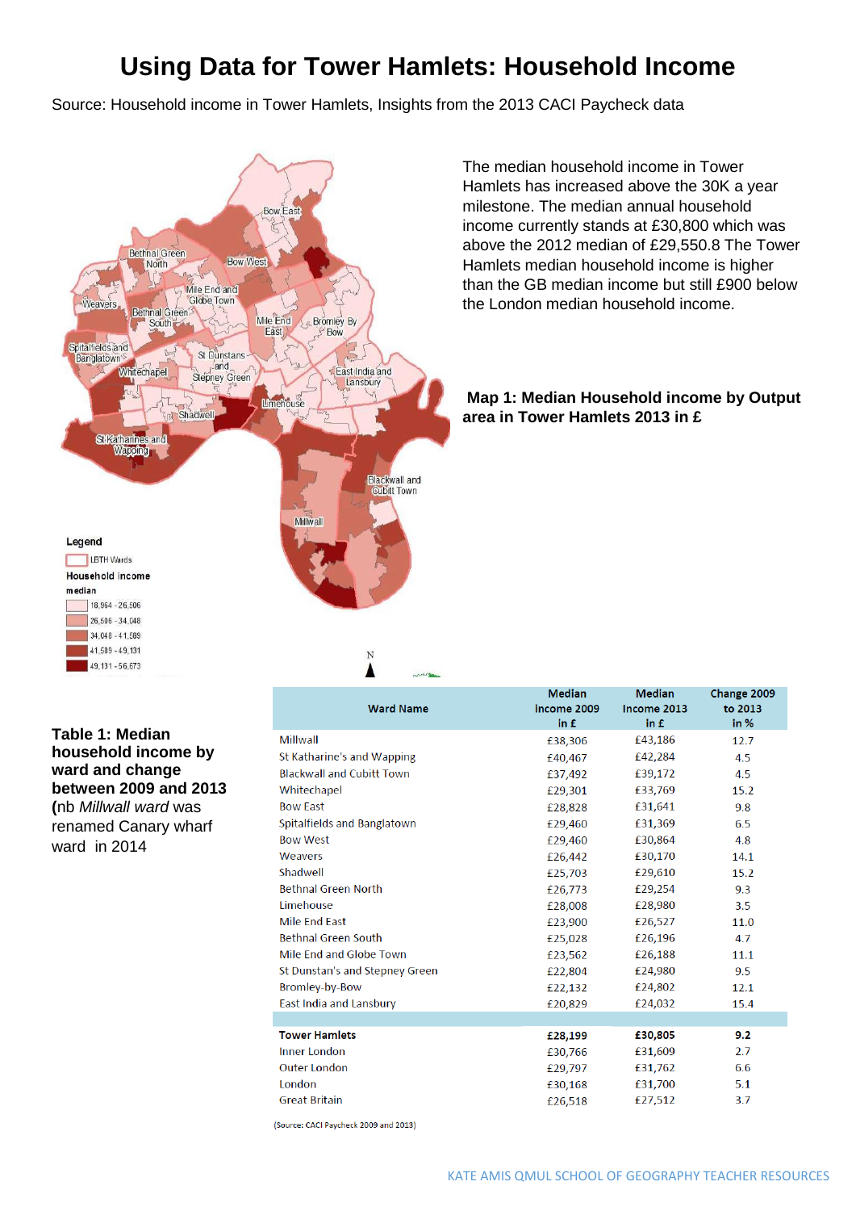# Using Data for Tower Hamlets: Household Income

Source: Household income in Tower Hamlets, Insights from the 2013 CACI Paycheck data

The median household income in Tower Hamlets has increased above the 30K a year milestone. The median annual household income currently stands at £30,800 which was above the 2012 median of £29,550.8 The Tower Hamlets median household income is higher than the GB median income but still £900 below the London median household income.

**Map 1: Median Household income by Output area in Tower Hamlets 2013 in £**

Legend

LBTH Wards

Household income median

- 18,964 - 26,506
- 26,506 - 34,048
- 34,048 - 41,589
- 41,589 - 49,131
- 49,131 - 56,673

**Table 1: Median household income by ward and change between 2009 and 2013** (nb *Millwall ward* was renamed Canary wharf ward in 2014

| Ward Name | Median income 2009 in £ | Median Income 2013 in £ | Change 2009 to 2013 in % |
|---|---|---|---|
| Millwall | £38,306 | £43,186 | 12.7 |
| St Katharine's and Wapping | £40,467 | £42,284 | 4.5 |
| Blackwall and Cubitt Town | £37,492 | £39,172 | 4.5 |
| Whitechapel | £29,301 | £33,769 | 15.2 |
| Bow East | £28,828 | £31,641 | 9.8 |
| Spitalfields and Banglatown | £29,460 | £31,369 | 6.5 |
| Bow West | £29,460 | £30,864 | 4.8 |
| Weavers | £26,442 | £30,170 | 14.1 |
| Shadwell | £25,703 | £29,610 | 15.2 |
| Bethnal Green North | £26,773 | £29,254 | 9.3 |
| Limehouse | £28,008 | £28,980 | 3.5 |
| Mile End East | £23,900 | £26,527 | 11.0 |
| Bethnal Green South | £25,028 | £26,196 | 4.7 |
| Mile End and Globe Town | £23,562 | £26,188 | 11.1 |
| St Dunstan's and Stepney Green | £22,804 | £24,980 | 9.5 |
| Bromley-by-Bow | £22,132 | £24,802 | 12.1 |
| East India and Lansbury | £20,829 | £24,032 | 15.4 |
| | | | |
| **Tower Hamlets** | **£28,199** | **£30,805** | **9.2** |
| Inner London | £30,766 | £31,609 | 2.7 |
| Outer London | £29,797 | £31,762 | 6.6 |
| London | £30,168 | £31,700 | 5.1 |
| Great Britain | £26,518 | £27,512 | 3.7 |

(Source: CACI Paycheck 2009 and 2013)

KATE AMIS QMUL SCHOOL OF GEOGRAPHY TEACHER RESOURCES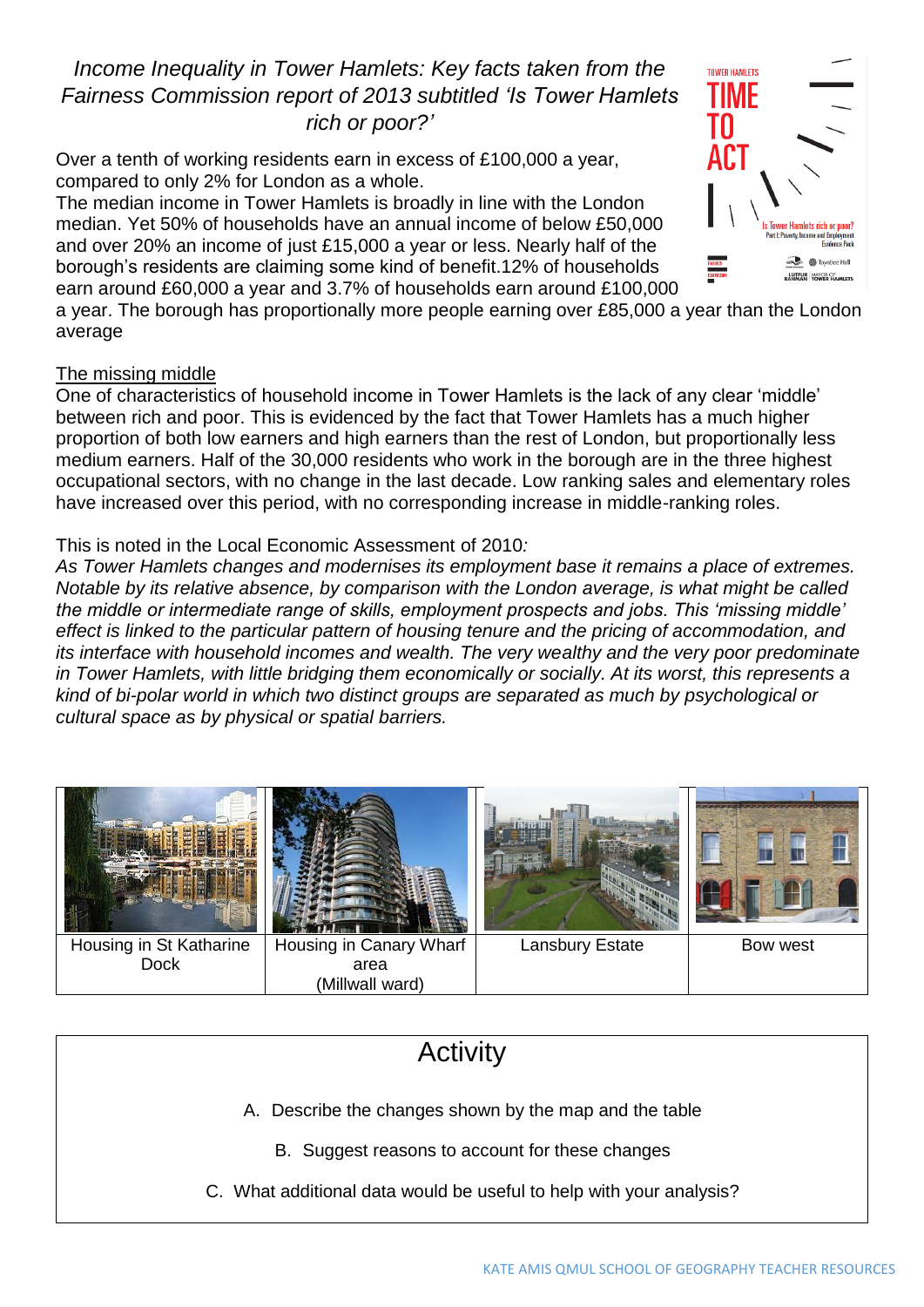*Income Inequality in Tower Hamlets: Key facts taken from the Fairness Commission report of 2013 subtitled 'Is Tower Hamlets rich or poor?'*

Over a tenth of working residents earn in excess of £100,000 a year, compared to only 2% for London as a whole.
The median income in Tower Hamlets is broadly in line with the London median. Yet 50% of households have an annual income of below £50,000 and over 20% an income of just £15,000 a year or less. Nearly half of the borough's residents are claiming some kind of benefit.12% of households earn around £60,000 a year and 3.7% of households earn around £100,000 a year. The borough has proportionally more people earning over £85,000 a year than the London average

The missing middle

One of characteristics of household income in Tower Hamlets is the lack of any clear 'middle' between rich and poor. This is evidenced by the fact that Tower Hamlets has a much higher proportion of both low earners and high earners than the rest of London, but proportionally less medium earners. Half of the 30,000 residents who work in the borough are in the three highest occupational sectors, with no change in the last decade. Low ranking sales and elementary roles have increased over this period, with no corresponding increase in middle-ranking roles.

This is noted in the Local Economic Assessment of 2010*:*

*As Tower Hamlets changes and modernises its employment base it remains a place of extremes. Notable by its relative absence, by comparison with the London average, is what might be called the middle or intermediate range of skills, employment prospects and jobs. This 'missing middle' effect is linked to the particular pattern of housing tenure and the pricing of accommodation, and its interface with household incomes and wealth. The very wealthy and the very poor predominate in Tower Hamlets, with little bridging them economically or socially. At its worst, this represents a kind of bi-polar world in which two distinct groups are separated as much by psychological or cultural space as by physical or spatial barriers.*

| Housing in St Katharine Dock | Housing in Canary Wharf area (Millwall ward) | Lansbury Estate | Bow west |
|---|---|---|---|

## Activity

A. Describe the changes shown by the map and the table

B. Suggest reasons to account for these changes

C. What additional data would be useful to help with your analysis?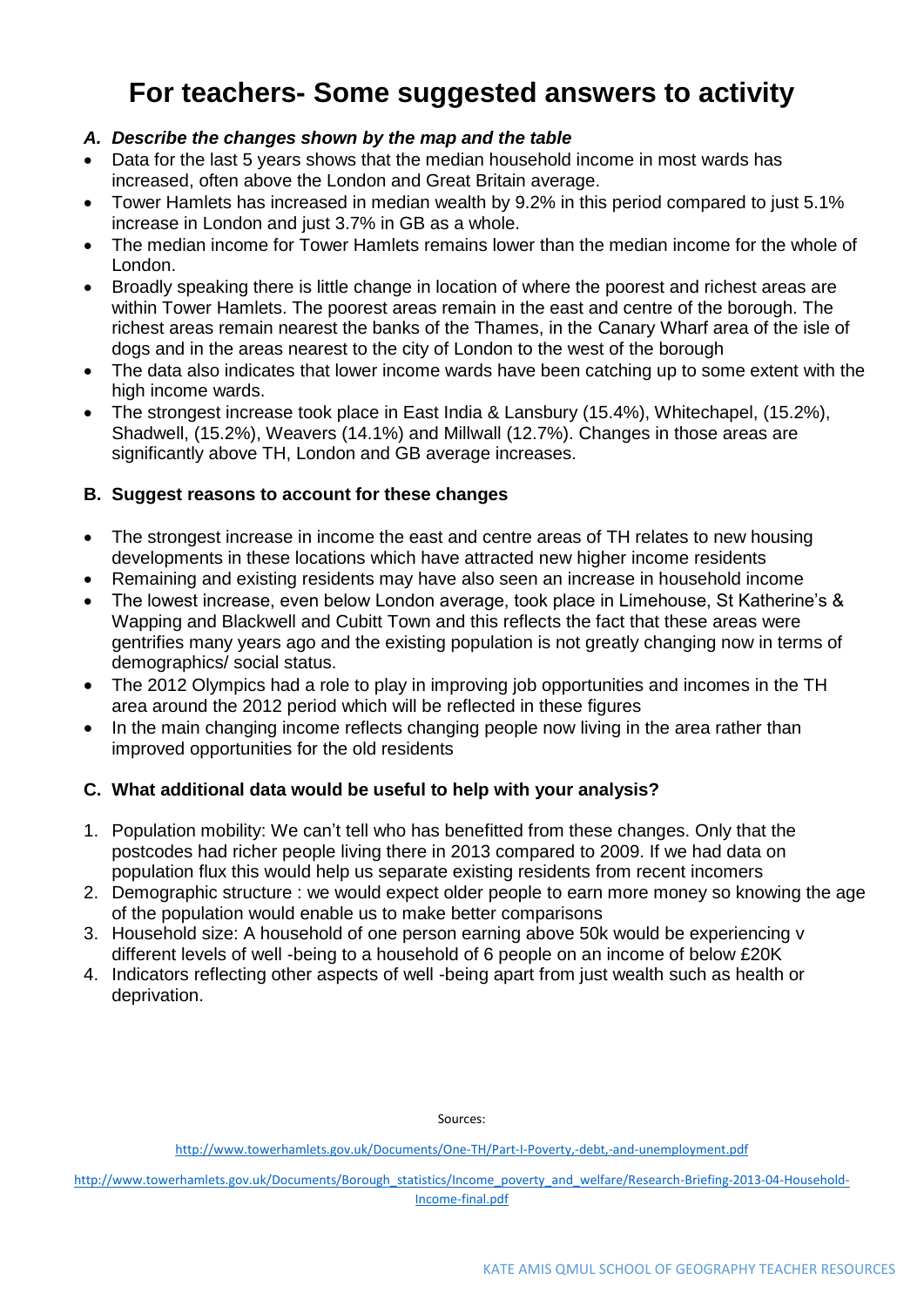# For teachers- Some suggested answers to activity

### *A. Describe the changes shown by the map and the table*

- Data for the last 5 years shows that the median household income in most wards has increased, often above the London and Great Britain average.
- Tower Hamlets has increased in median wealth by 9.2% in this period compared to just 5.1% increase in London and just 3.7% in GB as a whole.
- The median income for Tower Hamlets remains lower than the median income for the whole of London.
- Broadly speaking there is little change in location of where the poorest and richest areas are within Tower Hamlets. The poorest areas remain in the east and centre of the borough. The richest areas remain nearest the banks of the Thames, in the Canary Wharf area of the isle of dogs and in the areas nearest to the city of London to the west of the borough
- The data also indicates that lower income wards have been catching up to some extent with the high income wards.
- The strongest increase took place in East India & Lansbury (15.4%), Whitechapel, (15.2%), Shadwell, (15.2%), Weavers (14.1%) and Millwall (12.7%). Changes in those areas are significantly above TH, London and GB average increases.

### B. Suggest reasons to account for these changes

- The strongest increase in income the east and centre areas of TH relates to new housing developments in these locations which have attracted new higher income residents
- Remaining and existing residents may have also seen an increase in household income
- The lowest increase, even below London average, took place in Limehouse, St Katherine's & Wapping and Blackwell and Cubitt Town and this reflects the fact that these areas were gentrifies many years ago and the existing population is not greatly changing now in terms of demographics/ social status.
- The 2012 Olympics had a role to play in improving job opportunities and incomes in the TH area around the 2012 period which will be reflected in these figures
- In the main changing income reflects changing people now living in the area rather than improved opportunities for the old residents

### C. What additional data would be useful to help with your analysis?

1. Population mobility: We can't tell who has benefitted from these changes. Only that the postcodes had richer people living there in 2013 compared to 2009. If we had data on population flux this would help us separate existing residents from recent incomers
2. Demographic structure : we would expect older people to earn more money so knowing the age of the population would enable us to make better comparisons
3. Household size: A household of one person earning above 50k would be experiencing v different levels of well -being to a household of 6 people on an income of below £20K
4. Indicators reflecting other aspects of well -being apart from just wealth such as health or deprivation.

Sources:

http://www.towerhamlets.gov.uk/Documents/One-TH/Part-I-Poverty,-debt,-and-unemployment.pdf

http://www.towerhamlets.gov.uk/Documents/Borough_statistics/Income_poverty_and_welfare/Research-Briefing-2013-04-Household-Income-final.pdf

KATE AMIS QMUL SCHOOL OF GEOGRAPHY TEACHER RESOURCES